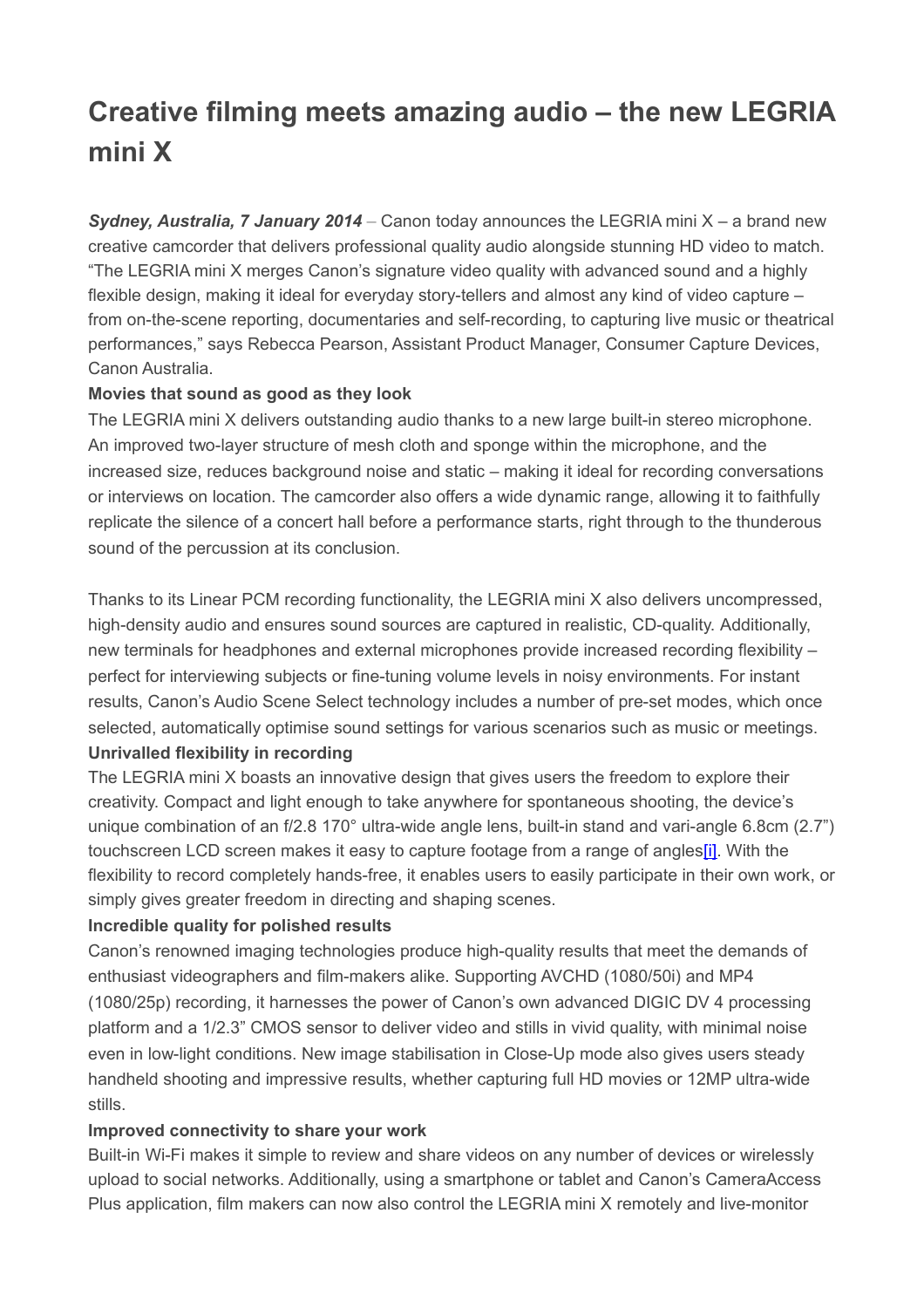# Creative filming meets amazing audio – the new LEGRIA mini X

***Sydney, Australia, 7 January 2014*** – Canon today announces the LEGRIA mini X – a brand new creative camcorder that delivers professional quality audio alongside stunning HD video to match. "The LEGRIA mini X merges Canon's signature video quality with advanced sound and a highly flexible design, making it ideal for everyday story-tellers and almost any kind of video capture – from on-the-scene reporting, documentaries and self-recording, to capturing live music or theatrical performances," says Rebecca Pearson, Assistant Product Manager, Consumer Capture Devices, Canon Australia.

**Movies that sound as good as they look**

The LEGRIA mini X delivers outstanding audio thanks to a new large built-in stereo microphone. An improved two-layer structure of mesh cloth and sponge within the microphone, and the increased size, reduces background noise and static – making it ideal for recording conversations or interviews on location. The camcorder also offers a wide dynamic range, allowing it to faithfully replicate the silence of a concert hall before a performance starts, right through to the thunderous sound of the percussion at its conclusion.

Thanks to its Linear PCM recording functionality, the LEGRIA mini X also delivers uncompressed, high-density audio and ensures sound sources are captured in realistic, CD-quality. Additionally, new terminals for headphones and external microphones provide increased recording flexibility – perfect for interviewing subjects or fine-tuning volume levels in noisy environments. For instant results, Canon's Audio Scene Select technology includes a number of pre-set modes, which once selected, automatically optimise sound settings for various scenarios such as music or meetings.

**Unrivalled flexibility in recording**

The LEGRIA mini X boasts an innovative design that gives users the freedom to explore their creativity. Compact and light enough to take anywhere for spontaneous shooting, the device's unique combination of an f/2.8 170° ultra-wide angle lens, built-in stand and vari-angle 6.8cm (2.7") touchscreen LCD screen makes it easy to capture footage from a range of angles[i]. With the flexibility to record completely hands-free, it enables users to easily participate in their own work, or simply gives greater freedom in directing and shaping scenes.

**Incredible quality for polished results**

Canon's renowned imaging technologies produce high-quality results that meet the demands of enthusiast videographers and film-makers alike. Supporting AVCHD (1080/50i) and MP4 (1080/25p) recording, it harnesses the power of Canon's own advanced DIGIC DV 4 processing platform and a 1/2.3" CMOS sensor to deliver video and stills in vivid quality, with minimal noise even in low-light conditions. New image stabilisation in Close-Up mode also gives users steady handheld shooting and impressive results, whether capturing full HD movies or 12MP ultra-wide stills.

**Improved connectivity to share your work**

Built-in Wi-Fi makes it simple to review and share videos on any number of devices or wirelessly upload to social networks. Additionally, using a smartphone or tablet and Canon's CameraAccess Plus application, film makers can now also control the LEGRIA mini X remotely and live-monitor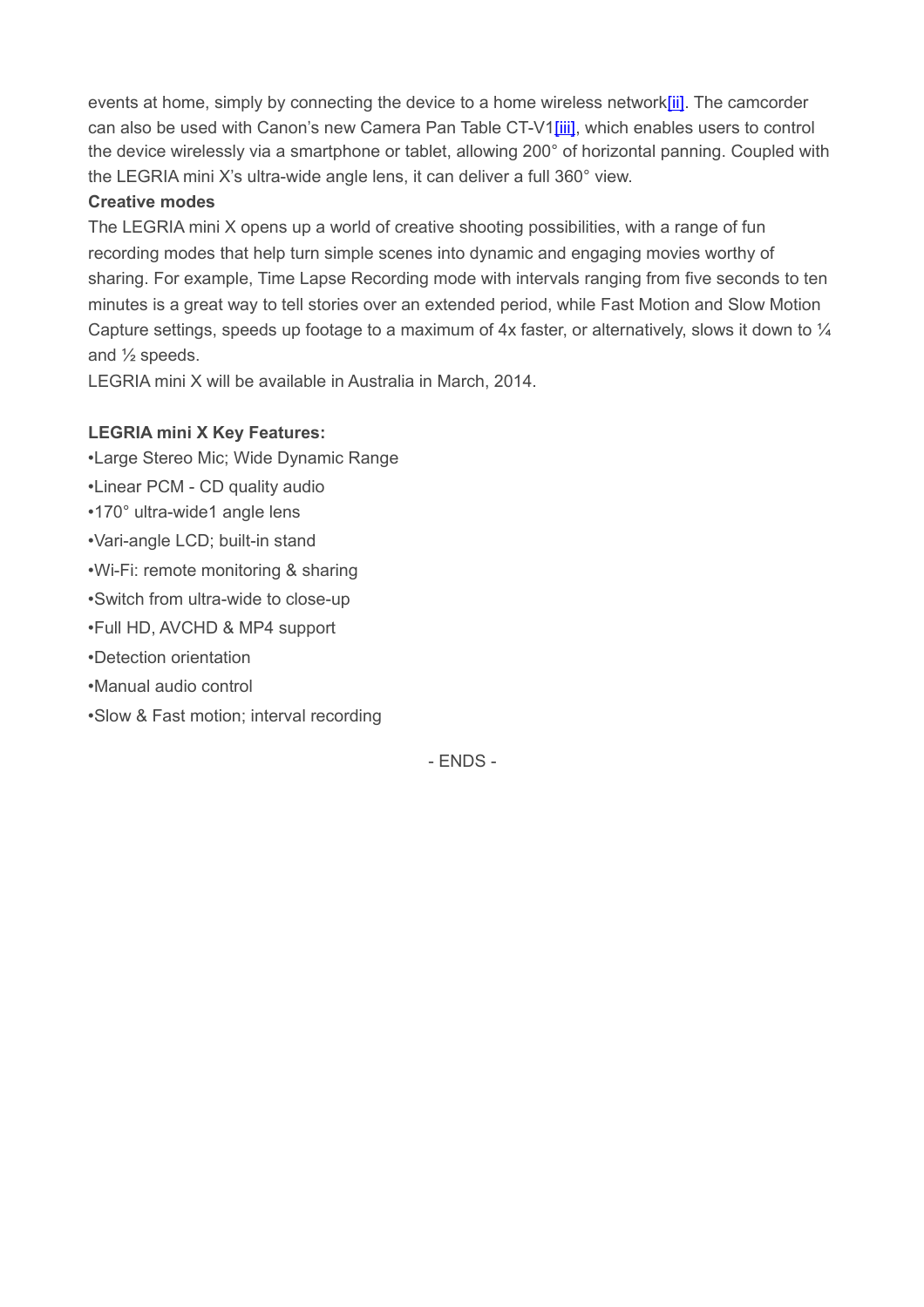events at home, simply by connecting the device to a home wireless network[ii]. The camcorder can also be used with Canon's new Camera Pan Table CT-V1[iii], which enables users to control the device wirelessly via a smartphone or tablet, allowing 200° of horizontal panning. Coupled with the LEGRIA mini X's ultra-wide angle lens, it can deliver a full 360° view.

**Creative modes**

The LEGRIA mini X opens up a world of creative shooting possibilities, with a range of fun recording modes that help turn simple scenes into dynamic and engaging movies worthy of sharing. For example, Time Lapse Recording mode with intervals ranging from five seconds to ten minutes is a great way to tell stories over an extended period, while Fast Motion and Slow Motion Capture settings, speeds up footage to a maximum of 4x faster, or alternatively, slows it down to ¼ and ½ speeds.

LEGRIA mini X will be available in Australia in March, 2014.

**LEGRIA mini X Key Features:**

•Large Stereo Mic; Wide Dynamic Range

•Linear PCM - CD quality audio

•170° ultra-wide1 angle lens

•Vari-angle LCD; built-in stand

•Wi-Fi: remote monitoring & sharing

•Switch from ultra-wide to close-up

•Full HD, AVCHD & MP4 support

•Detection orientation

•Manual audio control

•Slow & Fast motion; interval recording

- ENDS -